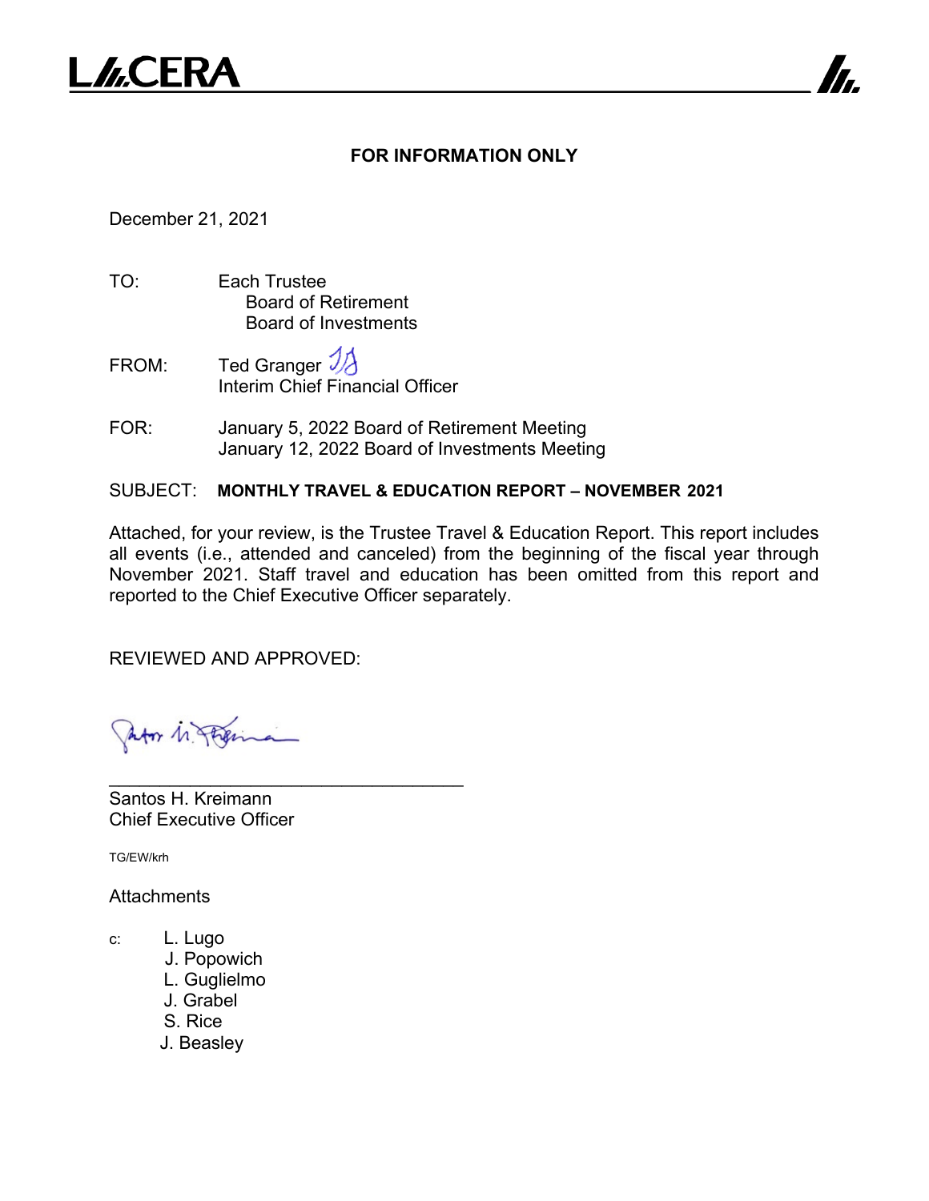L///.CERA

**FOR INFORMATION ONLY**

December 21, 2021

TO: Each Trustee
Board of Retirement
Board of Investments

FROM: Ted Granger
Interim Chief Financial Officer

FOR: January 5, 2022 Board of Retirement Meeting
January 12, 2022 Board of Investments Meeting

SUBJECT: **MONTHLY TRAVEL & EDUCATION REPORT – NOVEMBER 2021**

Attached, for your review, is the Trustee Travel & Education Report. This report includes all events (i.e., attended and canceled) from the beginning of the fiscal year through November 2021. Staff travel and education has been omitted from this report and reported to the Chief Executive Officer separately.

REVIEWED AND APPROVED:

\_\_\_\_\_\_\_\_\_\_\_\_\_\_\_\_\_\_\_\_\_\_\_\_\_\_\_\_\_\_\_\_\_\_\_\_

Santos H. Kreimann
Chief Executive Officer

TG/EW/krh

Attachments

c: L. Lugo
J. Popowich
L. Guglielmo
J. Grabel
S. Rice
J. Beasley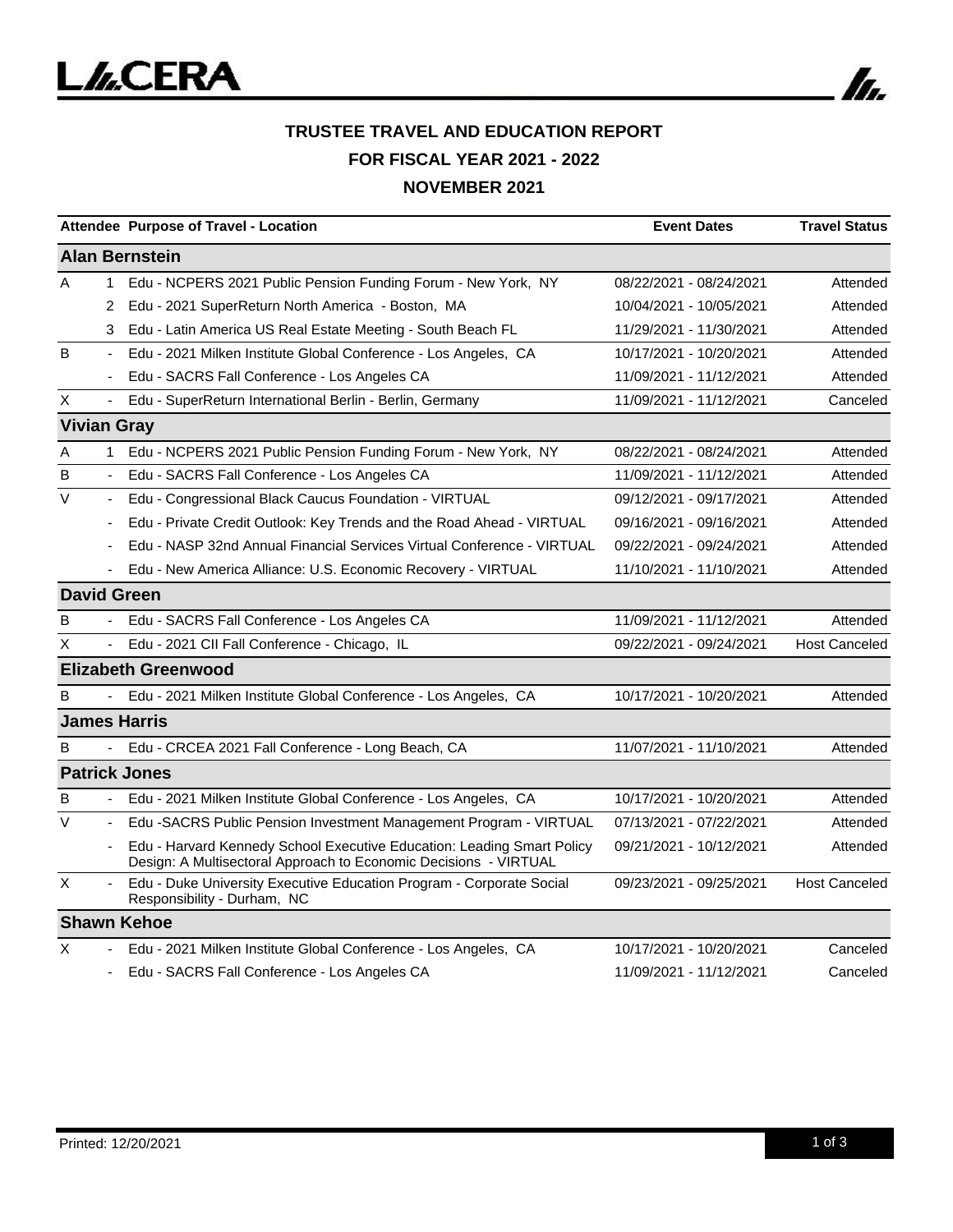## TRUSTEE TRAVEL AND EDUCATION REPORT
## FOR FISCAL YEAR 2021 - 2022
## NOVEMBER 2021

| Attendee | | Purpose of Travel - Location | Event Dates | Travel Status |
|---|---|---|---|---|
| **Alan Bernstein** | | | | |
| A | 1 | Edu - NCPERS 2021 Public Pension Funding Forum - New York, NY | 08/22/2021 - 08/24/2021 | Attended |
| | 2 | Edu - 2021 SuperReturn North America - Boston, MA | 10/04/2021 - 10/05/2021 | Attended |
| | 3 | Edu - Latin America US Real Estate Meeting - South Beach FL | 11/29/2021 - 11/30/2021 | Attended |
| B | - | Edu - 2021 Milken Institute Global Conference - Los Angeles, CA | 10/17/2021 - 10/20/2021 | Attended |
| | - | Edu - SACRS Fall Conference - Los Angeles CA | 11/09/2021 - 11/12/2021 | Attended |
| X | - | Edu - SuperReturn International Berlin - Berlin, Germany | 11/09/2021 - 11/12/2021 | Canceled |
| **Vivian Gray** | | | | |
| A | 1 | Edu - NCPERS 2021 Public Pension Funding Forum - New York, NY | 08/22/2021 - 08/24/2021 | Attended |
| B | - | Edu - SACRS Fall Conference - Los Angeles CA | 11/09/2021 - 11/12/2021 | Attended |
| V | - | Edu - Congressional Black Caucus Foundation - VIRTUAL | 09/12/2021 - 09/17/2021 | Attended |
| | - | Edu - Private Credit Outlook: Key Trends and the Road Ahead - VIRTUAL | 09/16/2021 - 09/16/2021 | Attended |
| | - | Edu - NASP 32nd Annual Financial Services Virtual Conference - VIRTUAL | 09/22/2021 - 09/24/2021 | Attended |
| | - | Edu - New America Alliance: U.S. Economic Recovery - VIRTUAL | 11/10/2021 - 11/10/2021 | Attended |
| **David Green** | | | | |
| B | - | Edu - SACRS Fall Conference - Los Angeles CA | 11/09/2021 - 11/12/2021 | Attended |
| X | - | Edu - 2021 CII Fall Conference - Chicago, IL | 09/22/2021 - 09/24/2021 | Host Canceled |
| **Elizabeth Greenwood** | | | | |
| B | - | Edu - 2021 Milken Institute Global Conference - Los Angeles, CA | 10/17/2021 - 10/20/2021 | Attended |
| **James Harris** | | | | |
| B | - | Edu - CRCEA 2021 Fall Conference - Long Beach, CA | 11/07/2021 - 11/10/2021 | Attended |
| **Patrick Jones** | | | | |
| B | - | Edu - 2021 Milken Institute Global Conference - Los Angeles, CA | 10/17/2021 - 10/20/2021 | Attended |
| V | - | Edu -SACRS Public Pension Investment Management Program - VIRTUAL | 07/13/2021 - 07/22/2021 | Attended |
| | - | Edu - Harvard Kennedy School Executive Education: Leading Smart Policy Design: A Multisectoral Approach to Economic Decisions - VIRTUAL | 09/21/2021 - 10/12/2021 | Attended |
| X | - | Edu - Duke University Executive Education Program - Corporate Social Responsibility - Durham, NC | 09/23/2021 - 09/25/2021 | Host Canceled |
| **Shawn Kehoe** | | | | |
| X | - | Edu - 2021 Milken Institute Global Conference - Los Angeles, CA | 10/17/2021 - 10/20/2021 | Canceled |
| | - | Edu - SACRS Fall Conference - Los Angeles CA | 11/09/2021 - 11/12/2021 | Canceled |

Printed: 12/20/2021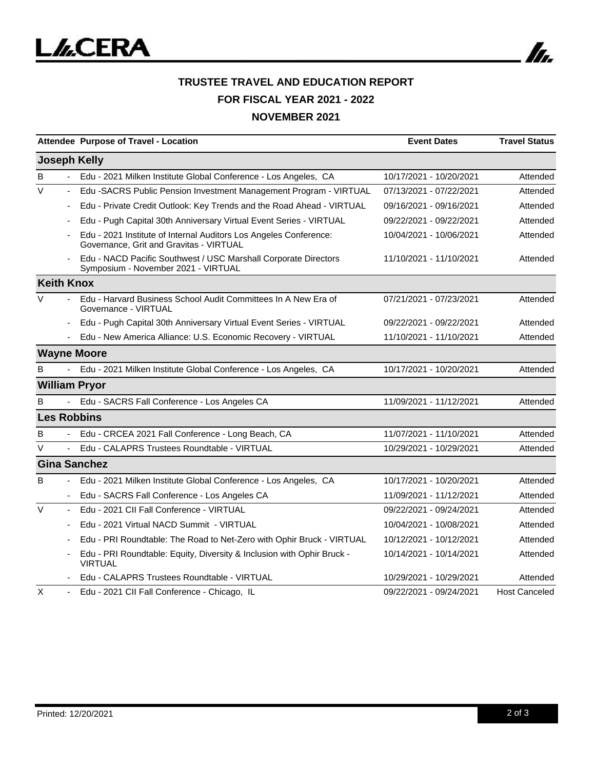**TRUSTEE TRAVEL AND EDUCATION REPORT**

**FOR FISCAL YEAR 2021 - 2022**

**NOVEMBER 2021**

| Attendee | | Purpose of Travel - Location | Event Dates | Travel Status |
|---|---|---|---|---|
| **Joseph Kelly** | | | | |
| B | - | Edu - 2021 Milken Institute Global Conference - Los Angeles, CA | 10/17/2021 - 10/20/2021 | Attended |
| V | - | Edu -SACRS Public Pension Investment Management Program - VIRTUAL | 07/13/2021 - 07/22/2021 | Attended |
| | - | Edu - Private Credit Outlook: Key Trends and the Road Ahead - VIRTUAL | 09/16/2021 - 09/16/2021 | Attended |
| | - | Edu - Pugh Capital 30th Anniversary Virtual Event Series - VIRTUAL | 09/22/2021 - 09/22/2021 | Attended |
| | - | Edu - 2021 Institute of Internal Auditors Los Angeles Conference: Governance, Grit and Gravitas - VIRTUAL | 10/04/2021 - 10/06/2021 | Attended |
| | - | Edu - NACD Pacific Southwest / USC Marshall Corporate Directors Symposium - November 2021 - VIRTUAL | 11/10/2021 - 11/10/2021 | Attended |
| **Keith Knox** | | | | |
| V | - | Edu - Harvard Business School Audit Committees In A New Era of Governance - VIRTUAL | 07/21/2021 - 07/23/2021 | Attended |
| | - | Edu - Pugh Capital 30th Anniversary Virtual Event Series - VIRTUAL | 09/22/2021 - 09/22/2021 | Attended |
| | - | Edu - New America Alliance: U.S. Economic Recovery - VIRTUAL | 11/10/2021 - 11/10/2021 | Attended |
| **Wayne Moore** | | | | |
| B | - | Edu - 2021 Milken Institute Global Conference - Los Angeles, CA | 10/17/2021 - 10/20/2021 | Attended |
| **William Pryor** | | | | |
| B | - | Edu - SACRS Fall Conference - Los Angeles CA | 11/09/2021 - 11/12/2021 | Attended |
| **Les Robbins** | | | | |
| B | - | Edu - CRCEA 2021 Fall Conference - Long Beach, CA | 11/07/2021 - 11/10/2021 | Attended |
| V | - | Edu - CALAPRS Trustees Roundtable - VIRTUAL | 10/29/2021 - 10/29/2021 | Attended |
| **Gina Sanchez** | | | | |
| B | - | Edu - 2021 Milken Institute Global Conference - Los Angeles, CA | 10/17/2021 - 10/20/2021 | Attended |
| | - | Edu - SACRS Fall Conference - Los Angeles CA | 11/09/2021 - 11/12/2021 | Attended |
| V | - | Edu - 2021 CII Fall Conference - VIRTUAL | 09/22/2021 - 09/24/2021 | Attended |
| | - | Edu - 2021 Virtual NACD Summit - VIRTUAL | 10/04/2021 - 10/08/2021 | Attended |
| | - | Edu - PRI Roundtable: The Road to Net-Zero with Ophir Bruck - VIRTUAL | 10/12/2021 - 10/12/2021 | Attended |
| | - | Edu - PRI Roundtable: Equity, Diversity & Inclusion with Ophir Bruck - VIRTUAL | 10/14/2021 - 10/14/2021 | Attended |
| | - | Edu - CALAPRS Trustees Roundtable - VIRTUAL | 10/29/2021 - 10/29/2021 | Attended |
| X | - | Edu - 2021 CII Fall Conference - Chicago, IL | 09/22/2021 - 09/24/2021 | Host Canceled |

Printed: 12/20/2021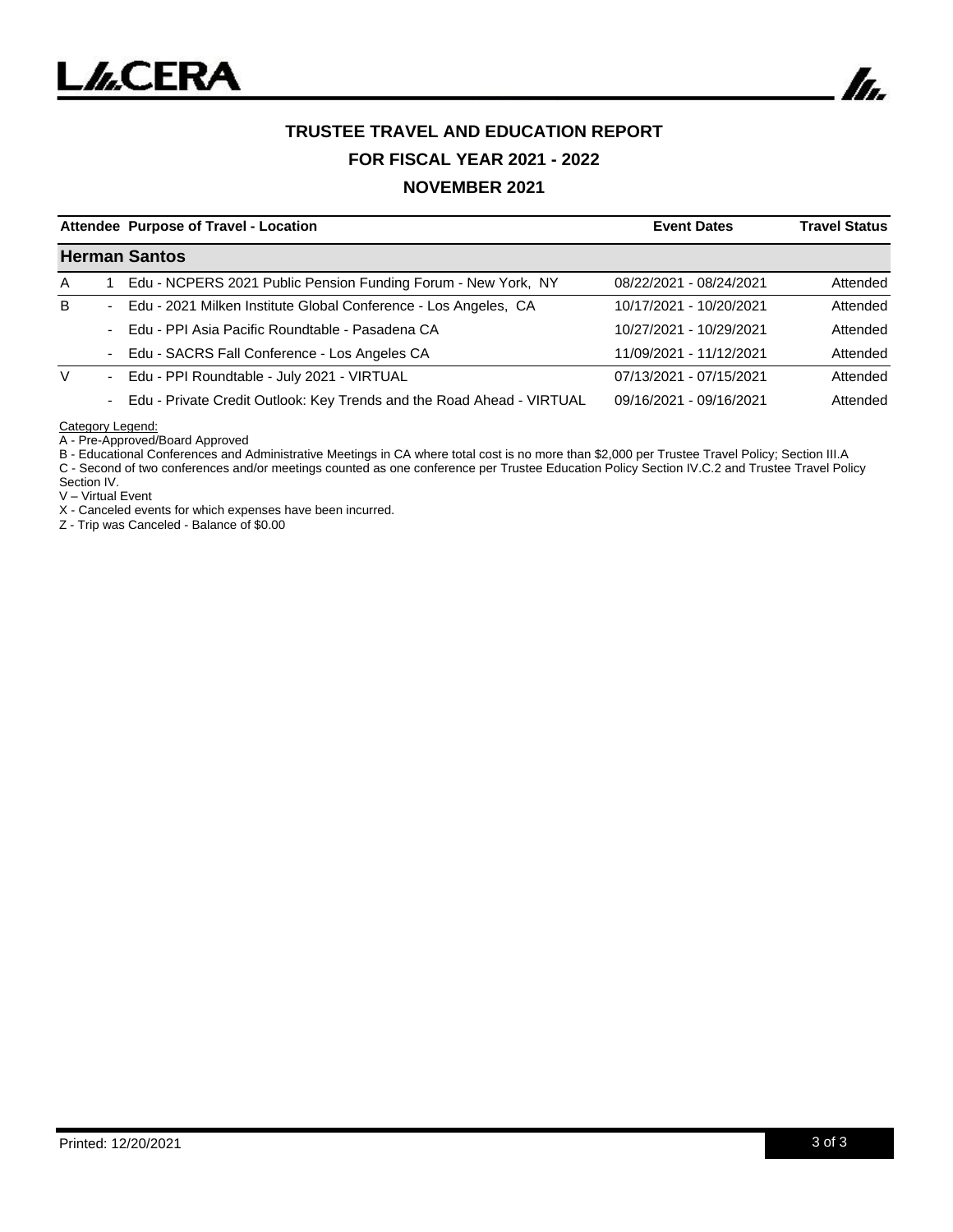L//.CERA

**TRUSTEE TRAVEL AND EDUCATION REPORT**

**FOR FISCAL YEAR 2021 - 2022**

**NOVEMBER 2021**

| Attendee | | Purpose of Travel - Location | Event Dates | Travel Status |
|---|---|---|---|---|
| **Herman Santos** | | | | |
| A | 1 | Edu - NCPERS 2021 Public Pension Funding Forum - New York, NY | 08/22/2021 - 08/24/2021 | Attended |
| B | - | Edu - 2021 Milken Institute Global Conference - Los Angeles, CA | 10/17/2021 - 10/20/2021 | Attended |
| | - | Edu - PPI Asia Pacific Roundtable - Pasadena CA | 10/27/2021 - 10/29/2021 | Attended |
| | - | Edu - SACRS Fall Conference - Los Angeles CA | 11/09/2021 - 11/12/2021 | Attended |
| V | - | Edu - PPI Roundtable - July 2021 - VIRTUAL | 07/13/2021 - 07/15/2021 | Attended |
| | - | Edu - Private Credit Outlook: Key Trends and the Road Ahead - VIRTUAL | 09/16/2021 - 09/16/2021 | Attended |

Category Legend:

A - Pre-Approved/Board Approved

B - Educational Conferences and Administrative Meetings in CA where total cost is no more than $2,000 per Trustee Travel Policy; Section III.A

C - Second of two conferences and/or meetings counted as one conference per Trustee Education Policy Section IV.C.2 and Trustee Travel Policy Section IV.

V – Virtual Event

X - Canceled events for which expenses have been incurred.

Z - Trip was Canceled - Balance of $0.00

Printed: 12/20/2021